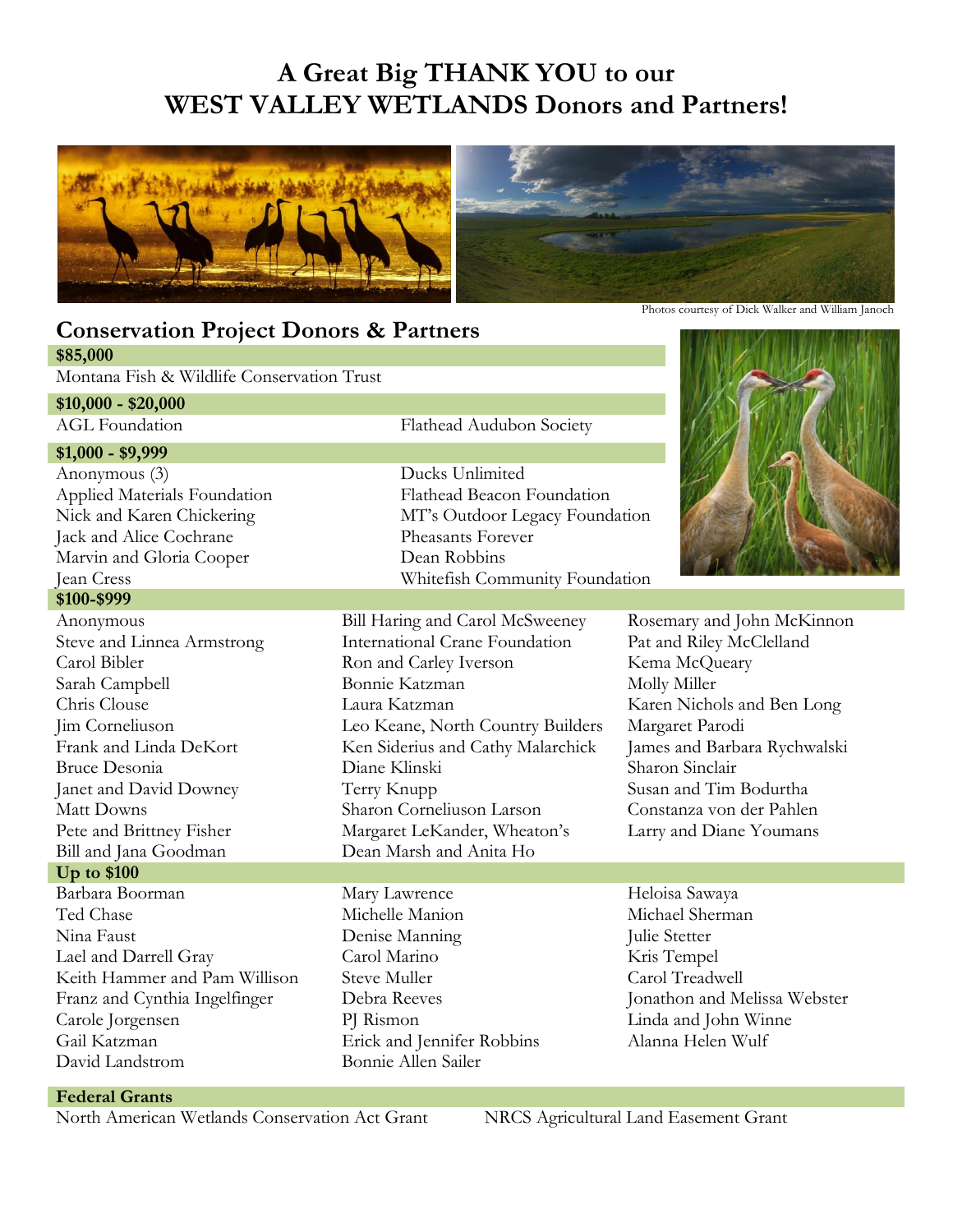# A Great Big THANK YOU to our WEST VALLEY WETLANDS Donors and Partners!

Photos courtesy of Dick Walker and William Janoch

## Conservation Project Donors & Partners

### $85,000

Montana Fish & Wildlife Conservation Trust

### $10,000 - $20,000

AGL Foundation
Flathead Audubon Society

### $1,000 - $9,999

Anonymous (3)
Applied Materials Foundation
Nick and Karen Chickering
Jack and Alice Cochrane
Marvin and Gloria Cooper
Jean Cress
Ducks Unlimited
Flathead Beacon Foundation
MT's Outdoor Legacy Foundation
Pheasants Forever
Dean Robbins
Whitefish Community Foundation

### $100-$999

Anonymous
Steve and Linnea Armstrong
Carol Bibler
Sarah Campbell
Chris Clouse
Jim Corneliuson
Frank and Linda DeKort
Bruce Desonia
Janet and David Downey
Matt Downs
Pete and Brittney Fisher
Bill and Jana Goodman
Bill Haring and Carol McSweeney
International Crane Foundation
Ron and Carley Iverson
Bonnie Katzman
Laura Katzman
Leo Keane, North Country Builders
Ken Siderius and Cathy Malarchick
Diane Klinski
Terry Knupp
Sharon Corneliuson Larson
Margaret LeKander, Wheaton's
Dean Marsh and Anita Ho
Rosemary and John McKinnon
Pat and Riley McClelland
Kema McQueary
Molly Miller
Karen Nichols and Ben Long
Margaret Parodi
James and Barbara Rychwalski
Sharon Sinclair
Susan and Tim Bodurtha
Constanza von der Pahlen
Larry and Diane Youmans

### Up to $100

Barbara Boorman
Ted Chase
Nina Faust
Lael and Darrell Gray
Keith Hammer and Pam Willison
Franz and Cynthia Ingelfinger
Carole Jorgensen
Gail Katzman
David Landstrom
Mary Lawrence
Michelle Manion
Denise Manning
Carol Marino
Steve Muller
Debra Reeves
PJ Rismon
Erick and Jennifer Robbins
Bonnie Allen Sailer
Heloisa Sawaya
Michael Sherman
Julie Stetter
Kris Tempel
Carol Treadwell
Jonathon and Melissa Webster
Linda and John Winne
Alanna Helen Wulf

### Federal Grants

North American Wetlands Conservation Act Grant
NRCS Agricultural Land Easement Grant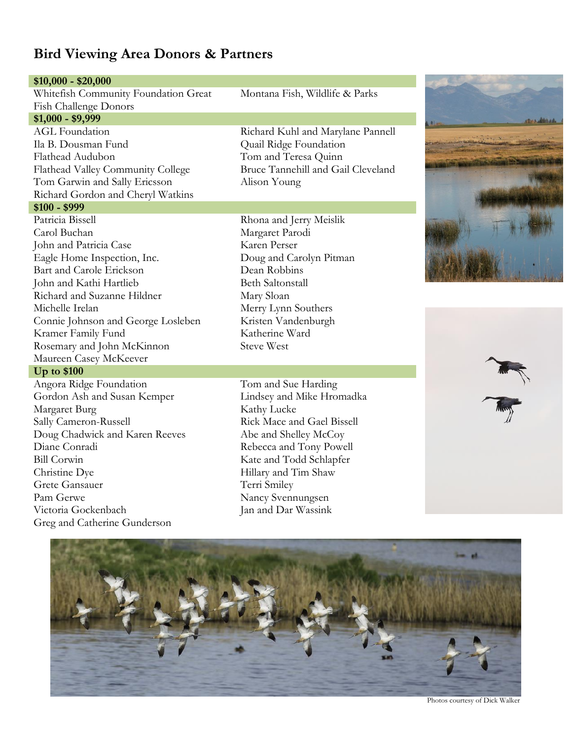# Bird Viewing Area Donors & Partners

| | |
|---|---|
| **$10,000 - $20,000** | |
| Whitefish Community Foundation Great Fish Challenge Donors | Montana Fish, Wildlife & Parks |
| **$1,000 - $9,999** | |
| AGL Foundation | Richard Kuhl and Marylane Pannell |
| Ila B. Dousman Fund | Quail Ridge Foundation |
| Flathead Audubon | Tom and Teresa Quinn |
| Flathead Valley Community College | Bruce Tannehill and Gail Cleveland |
| Tom Garwin and Sally Ericsson | Alison Young |
| Richard Gordon and Cheryl Watkins | |
| **$100 - $999** | |
| Patricia Bissell | Rhona and Jerry Meislik |
| Carol Buchan | Margaret Parodi |
| John and Patricia Case | Karen Perser |
| Eagle Home Inspection, Inc. | Doug and Carolyn Pitman |
| Bart and Carole Erickson | Dean Robbins |
| John and Kathi Hartlieb | Beth Saltonstall |
| Richard and Suzanne Hildner | Mary Sloan |
| Michelle Irelan | Merry Lynn Southers |
| Connie Johnson and George Losleben | Kristen Vandenburgh |
| Kramer Family Fund | Katherine Ward |
| Rosemary and John McKinnon | Steve West |
| Maureen Casey McKeever | |
| **Up to $100** | |
| Angora Ridge Foundation | Tom and Sue Harding |
| Gordon Ash and Susan Kemper | Lindsey and Mike Hromadka |
| Margaret Burg | Kathy Lucke |
| Sally Cameron-Russell | Rick Mace and Gael Bissell |
| Doug Chadwick and Karen Reeves | Abe and Shelley McCoy |
| Diane Conradi | Rebecca and Tony Powell |
| Bill Corwin | Kate and Todd Schlapfer |
| Christine Dye | Hillary and Tim Shaw |
| Grete Gansauer | Terri Smiley |
| Pam Gerwe | Nancy Svennungsen |
| Victoria Gockenbach | Jan and Dar Wassink |
| Greg and Catherine Gunderson | |

Photos courtesy of Dick Walker